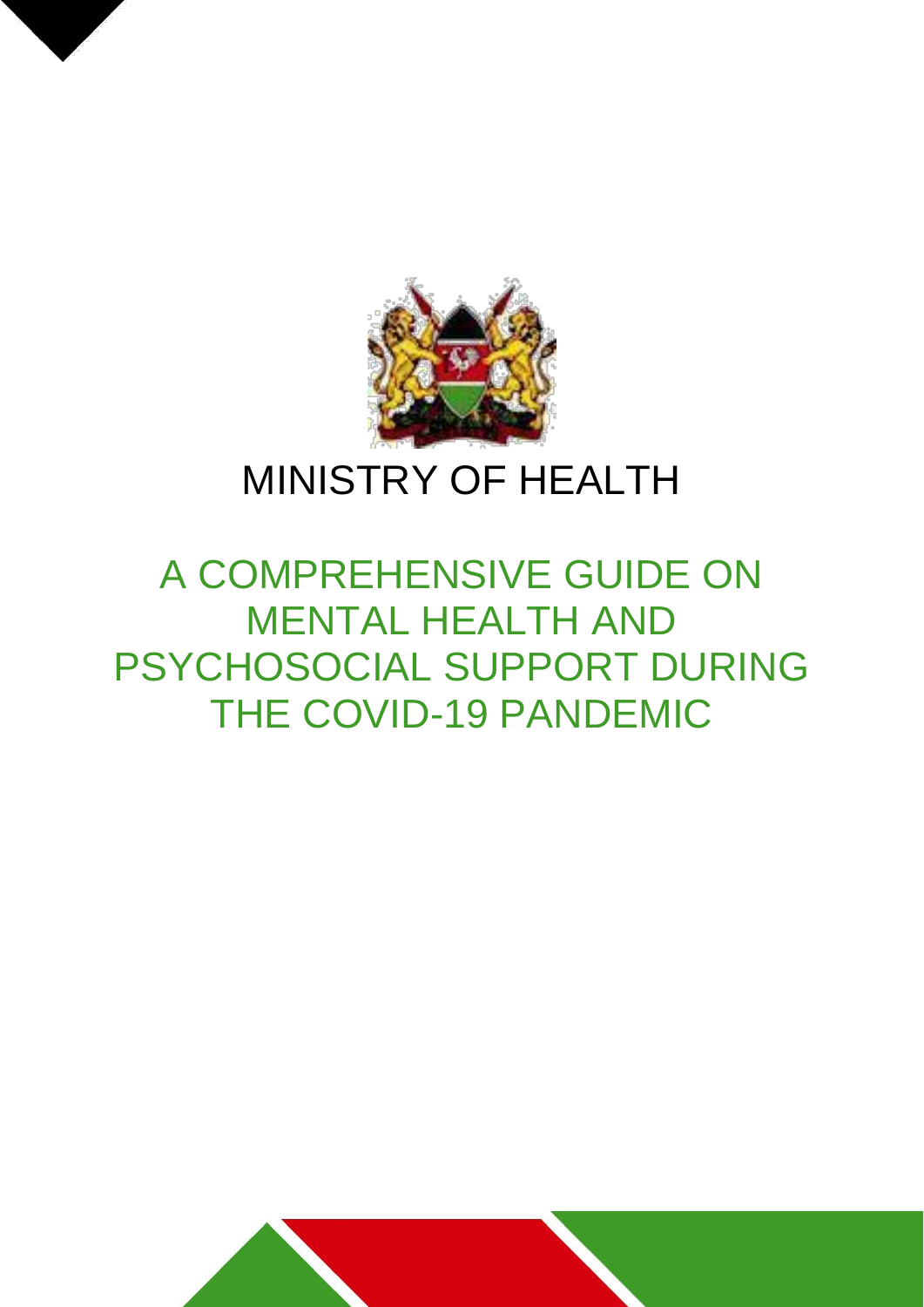MINISTRY OF HEALTH

# A COMPREHENSIVE GUIDE ON MENTAL HEALTH AND PSYCHOSOCIAL SUPPORT DURING THE COVID-19 PANDEMIC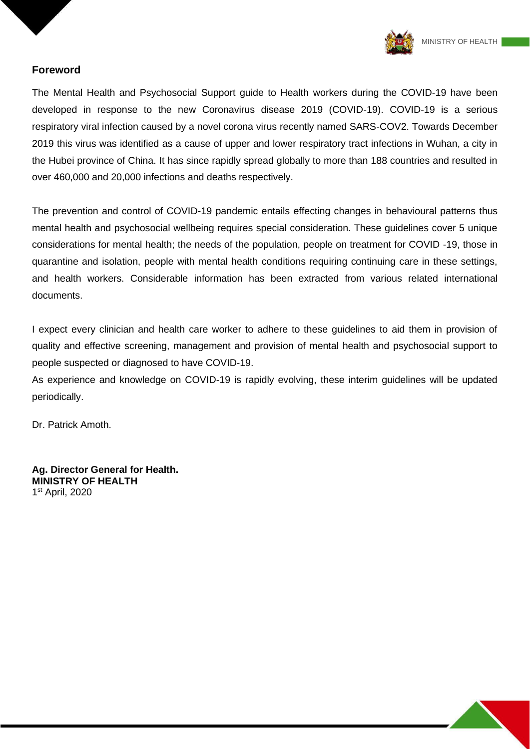## Foreword

The Mental Health and Psychosocial Support guide to Health workers during the COVID-19 have been developed in response to the new Coronavirus disease 2019 (COVID-19). COVID-19 is a serious respiratory viral infection caused by a novel corona virus recently named SARS-COV2. Towards December 2019 this virus was identified as a cause of upper and lower respiratory tract infections in Wuhan, a city in the Hubei province of China. It has since rapidly spread globally to more than 188 countries and resulted in over 460,000 and 20,000 infections and deaths respectively.

The prevention and control of COVID-19 pandemic entails effecting changes in behavioural patterns thus mental health and psychosocial wellbeing requires special consideration. These guidelines cover 5 unique considerations for mental health; the needs of the population, people on treatment for COVID -19, those in quarantine and isolation, people with mental health conditions requiring continuing care in these settings, and health workers. Considerable information has been extracted from various related international documents.

I expect every clinician and health care worker to adhere to these guidelines to aid them in provision of quality and effective screening, management and provision of mental health and psychosocial support to people suspected or diagnosed to have COVID-19.

As experience and knowledge on COVID-19 is rapidly evolving, these interim guidelines will be updated periodically.

Dr. Patrick Amoth.

**Ag. Director General for Health.**
**MINISTRY OF HEALTH**
1st April, 2020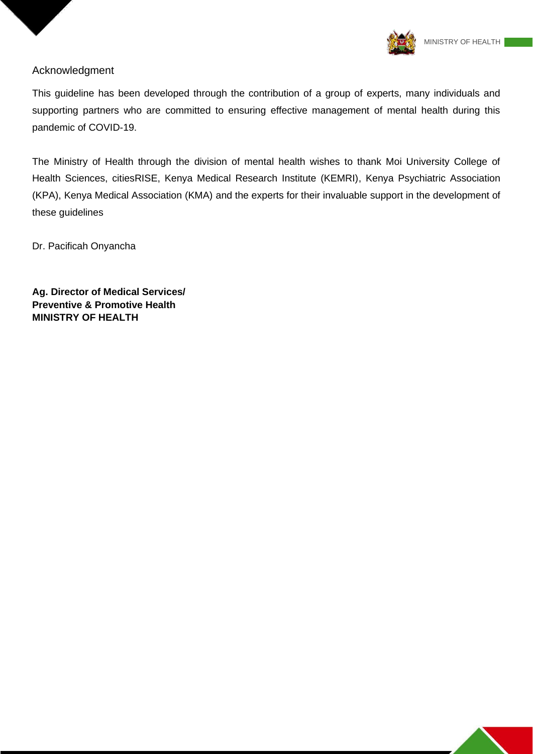## Acknowledgment

This guideline has been developed through the contribution of a group of experts, many individuals and supporting partners who are committed to ensuring effective management of mental health during this pandemic of COVID-19.

The Ministry of Health through the division of mental health wishes to thank Moi University College of Health Sciences, citiesRISE, Kenya Medical Research Institute (KEMRI), Kenya Psychiatric Association (KPA), Kenya Medical Association (KMA) and the experts for their invaluable support in the development of these guidelines

Dr. Pacificah Onyancha

**Ag. Director of Medical Services/**
**Preventive & Promotive Health**
**MINISTRY OF HEALTH**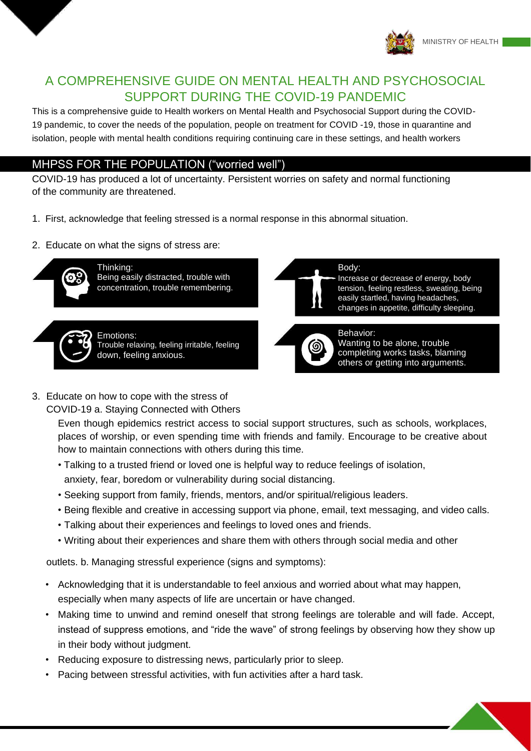MINISTRY OF HEALTH

# A COMPREHENSIVE GUIDE ON MENTAL HEALTH AND PSYCHOSOCIAL SUPPORT DURING THE COVID-19 PANDEMIC

This is a comprehensive guide to Health workers on Mental Health and Psychosocial Support during the COVID-19 pandemic, to cover the needs of the population, people on treatment for COVID -19, those in quarantine and isolation, people with mental health conditions requiring continuing care in these settings, and health workers

## MHPSS FOR THE POPULATION ("worried well")

COVID-19 has produced a lot of uncertainty. Persistent worries on safety and normal functioning of the community are threatened.

1. First, acknowledge that feeling stressed is a normal response in this abnormal situation.
2. Educate on what the signs of stress are:

Thinking:
Being easily distracted, trouble with concentration, trouble remembering.

Body:
Increase or decrease of energy, body tension, feeling restless, sweating, being easily startled, having headaches, changes in appetite, difficulty sleeping.

Emotions:
Trouble relaxing, feeling irritable, feeling down, feeling anxious.

Behavior:
Wanting to be alone, trouble completing works tasks, blaming others or getting into arguments.

3. Educate on how to cope with the stress of COVID-19 a. Staying Connected with Others

   Even though epidemics restrict access to social support structures, such as schools, workplaces, places of worship, or even spending time with friends and family. Encourage to be creative about how to maintain connections with others during this time.

   - Talking to a trusted friend or loved one is helpful way to reduce feelings of isolation, anxiety, fear, boredom or vulnerability during social distancing.
   - Seeking support from family, friends, mentors, and/or spiritual/religious leaders.
   - Being flexible and creative in accessing support via phone, email, text messaging, and video calls.
   - Talking about their experiences and feelings to loved ones and friends.
   - Writing about their experiences and share them with others through social media and other

   outlets. b. Managing stressful experience (signs and symptoms):

   - Acknowledging that it is understandable to feel anxious and worried about what may happen, especially when many aspects of life are uncertain or have changed.
   - Making time to unwind and remind oneself that strong feelings are tolerable and will fade. Accept, instead of suppress emotions, and "ride the wave" of strong feelings by observing how they show up in their body without judgment.
   - Reducing exposure to distressing news, particularly prior to sleep.
   - Pacing between stressful activities, with fun activities after a hard task.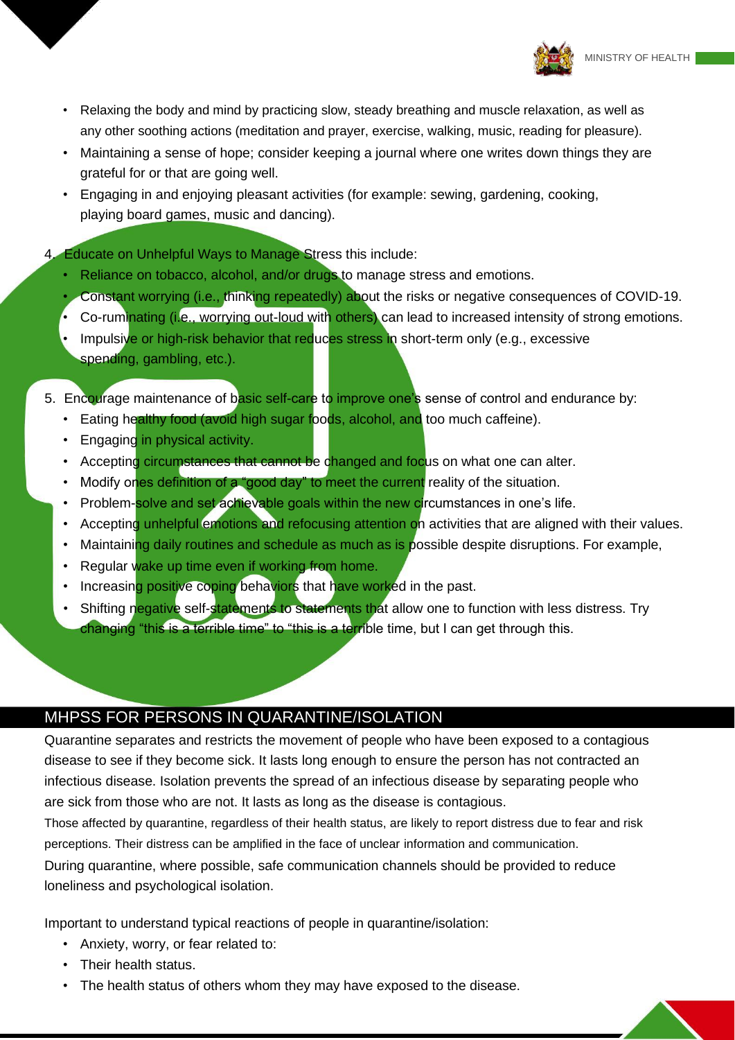- Relaxing the body and mind by practicing slow, steady breathing and muscle relaxation, as well as any other soothing actions (meditation and prayer, exercise, walking, music, reading for pleasure).
- Maintaining a sense of hope; consider keeping a journal where one writes down things they are grateful for or that are going well.
- Engaging in and enjoying pleasant activities (for example: sewing, gardening, cooking, playing board games, music and dancing).

4. Educate on Unhelpful Ways to Manage Stress this include:
   - Reliance on tobacco, alcohol, and/or drugs to manage stress and emotions.
   - Constant worrying (i.e., thinking repeatedly) about the risks or negative consequences of COVID-19.
   - Co-ruminating (i.e., worrying out-loud with others) can lead to increased intensity of strong emotions.
   - Impulsive or high-risk behavior that reduces stress in short-term only (e.g., excessive spending, gambling, etc.).

5. Encourage maintenance of basic self-care to improve one's sense of control and endurance by:
   - Eating healthy food (avoid high sugar foods, alcohol, and too much caffeine).
   - Engaging in physical activity.
   - Accepting circumstances that cannot be changed and focus on what one can alter.
   - Modify ones definition of a "good day" to meet the current reality of the situation.
   - Problem-solve and set achievable goals within the new circumstances in one's life.
   - Accepting unhelpful emotions and refocusing attention on activities that are aligned with their values.
   - Maintaining daily routines and schedule as much as is possible despite disruptions. For example,
   - Regular wake up time even if working from home.
   - Increasing positive coping behaviors that have worked in the past.
   - Shifting negative self-statements to statements that allow one to function with less distress. Try changing "this is a terrible time" to "this is a terrible time, but I can get through this.

## MHPSS FOR PERSONS IN QUARANTINE/ISOLATION

Quarantine separates and restricts the movement of people who have been exposed to a contagious disease to see if they become sick. It lasts long enough to ensure the person has not contracted an infectious disease. Isolation prevents the spread of an infectious disease by separating people who are sick from those who are not. It lasts as long as the disease is contagious.

Those affected by quarantine, regardless of their health status, are likely to report distress due to fear and risk perceptions. Their distress can be amplified in the face of unclear information and communication.

During quarantine, where possible, safe communication channels should be provided to reduce loneliness and psychological isolation.

Important to understand typical reactions of people in quarantine/isolation:

- Anxiety, worry, or fear related to:
- Their health status.
- The health status of others whom they may have exposed to the disease.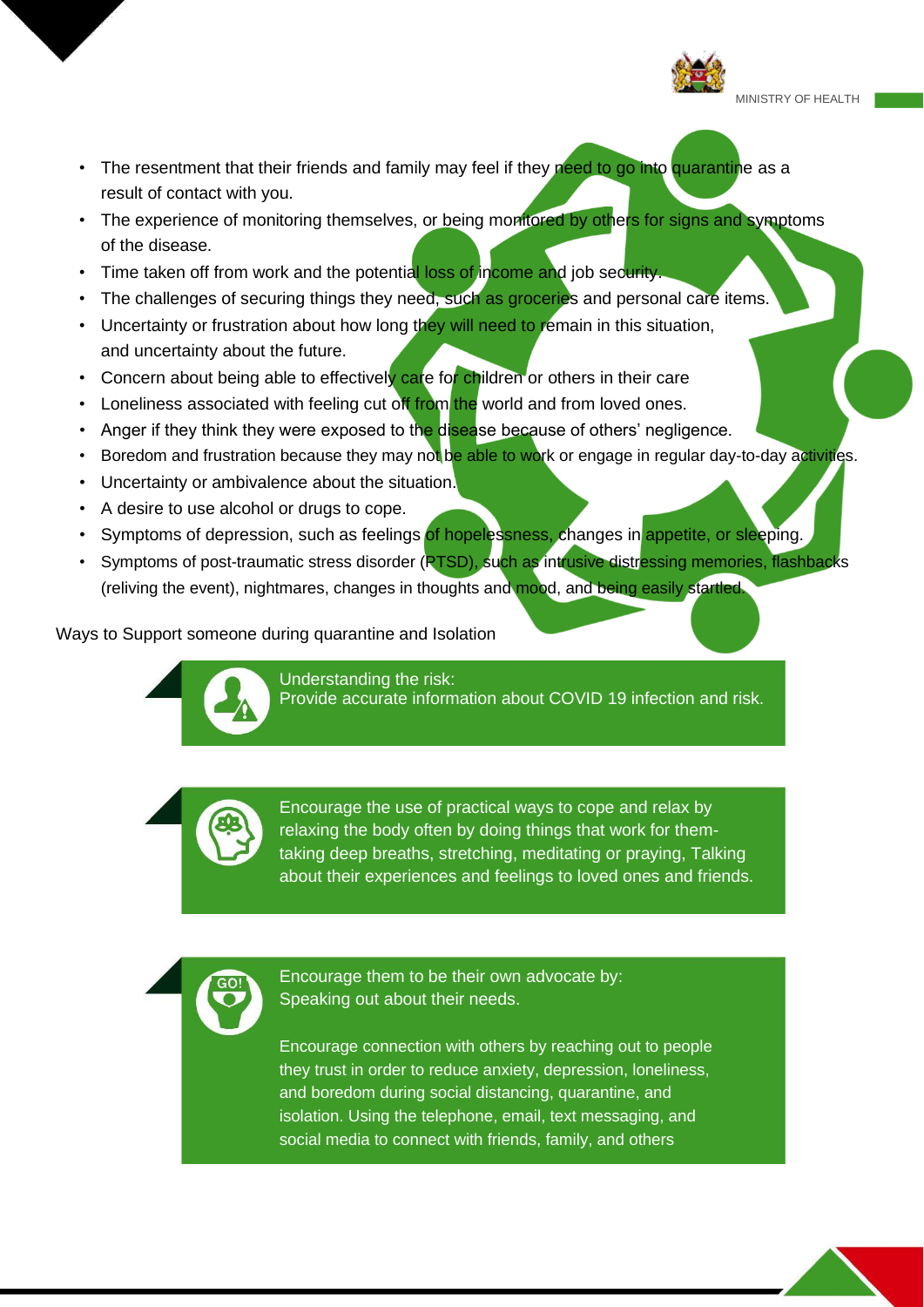- The resentment that their friends and family may feel if they need to go into quarantine as a result of contact with you.
- The experience of monitoring themselves, or being monitored by others for signs and symptoms of the disease.
- Time taken off from work and the potential loss of income and job security.
- The challenges of securing things they need, such as groceries and personal care items.
- Uncertainty or frustration about how long they will need to remain in this situation, and uncertainty about the future.
- Concern about being able to effectively care for children or others in their care
- Loneliness associated with feeling cut off from the world and from loved ones.
- Anger if they think they were exposed to the disease because of others' negligence.
- Boredom and frustration because they may not be able to work or engage in regular day-to-day activities.
- Uncertainty or ambivalence about the situation.
- A desire to use alcohol or drugs to cope.
- Symptoms of depression, such as feelings of hopelessness, changes in appetite, or sleeping.
- Symptoms of post-traumatic stress disorder (PTSD), such as intrusive distressing memories, flashbacks (reliving the event), nightmares, changes in thoughts and mood, and being easily startled.

Ways to Support someone during quarantine and Isolation

Understanding the risk:
Provide accurate information about COVID 19 infection and risk.

Encourage the use of practical ways to cope and relax by relaxing the body often by doing things that work for them-taking deep breaths, stretching, meditating or praying, Talking about their experiences and feelings to loved ones and friends.

Encourage them to be their own advocate by:
Speaking out about their needs.

Encourage connection with others by reaching out to people they trust in order to reduce anxiety, depression, loneliness, and boredom during social distancing, quarantine, and isolation. Using the telephone, email, text messaging, and social media to connect with friends, family, and others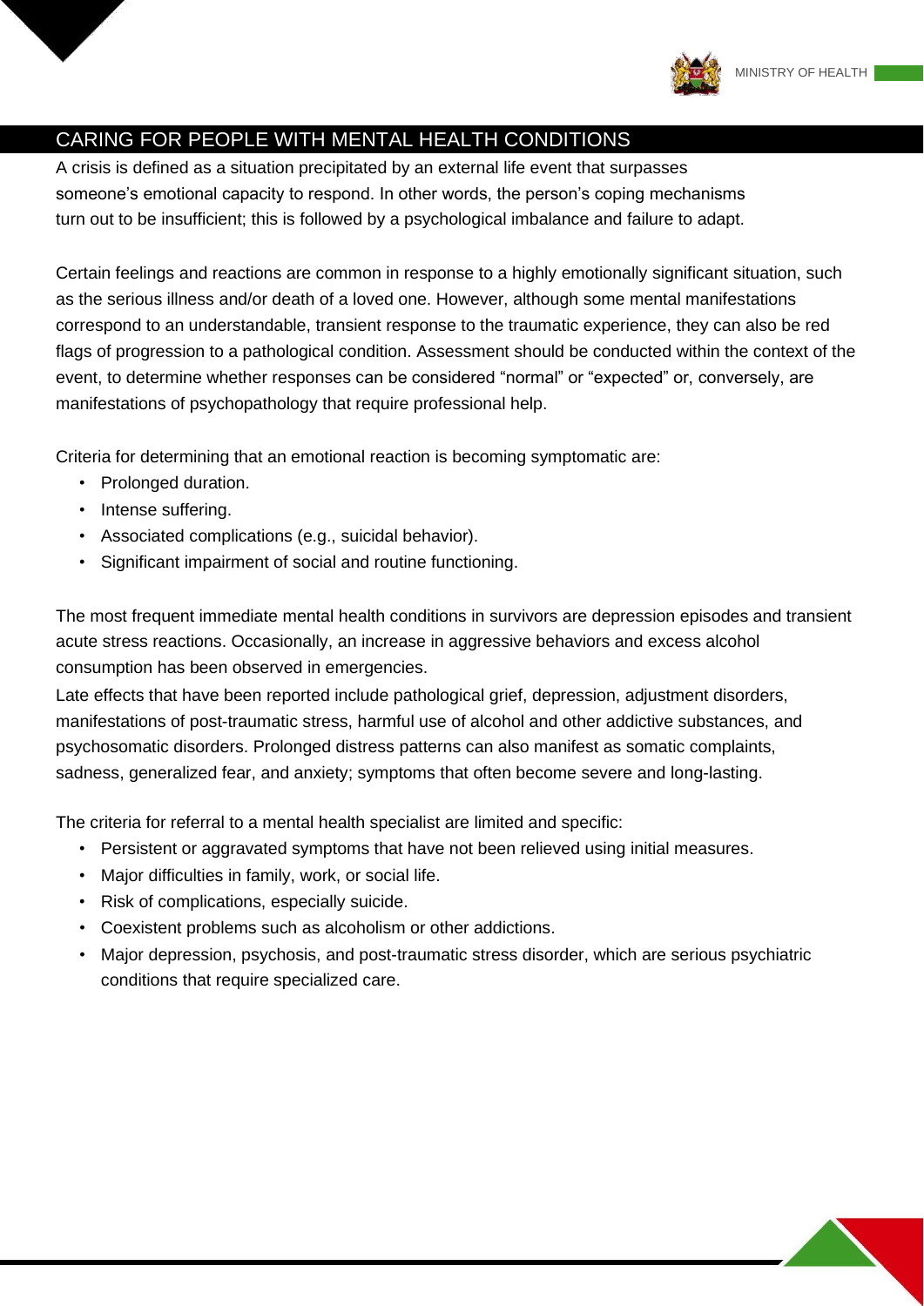## CARING FOR PEOPLE WITH MENTAL HEALTH CONDITIONS

A crisis is defined as a situation precipitated by an external life event that surpasses someone's emotional capacity to respond. In other words, the person's coping mechanisms turn out to be insufficient; this is followed by a psychological imbalance and failure to adapt.

Certain feelings and reactions are common in response to a highly emotionally significant situation, such as the serious illness and/or death of a loved one. However, although some mental manifestations correspond to an understandable, transient response to the traumatic experience, they can also be red flags of progression to a pathological condition. Assessment should be conducted within the context of the event, to determine whether responses can be considered "normal" or "expected" or, conversely, are manifestations of psychopathology that require professional help.

Criteria for determining that an emotional reaction is becoming symptomatic are:

- Prolonged duration.
- Intense suffering.
- Associated complications (e.g., suicidal behavior).
- Significant impairment of social and routine functioning.

The most frequent immediate mental health conditions in survivors are depression episodes and transient acute stress reactions. Occasionally, an increase in aggressive behaviors and excess alcohol consumption has been observed in emergencies.

Late effects that have been reported include pathological grief, depression, adjustment disorders, manifestations of post-traumatic stress, harmful use of alcohol and other addictive substances, and psychosomatic disorders. Prolonged distress patterns can also manifest as somatic complaints, sadness, generalized fear, and anxiety; symptoms that often become severe and long-lasting.

The criteria for referral to a mental health specialist are limited and specific:

- Persistent or aggravated symptoms that have not been relieved using initial measures.
- Major difficulties in family, work, or social life.
- Risk of complications, especially suicide.
- Coexistent problems such as alcoholism or other addictions.
- Major depression, psychosis, and post-traumatic stress disorder, which are serious psychiatric conditions that require specialized care.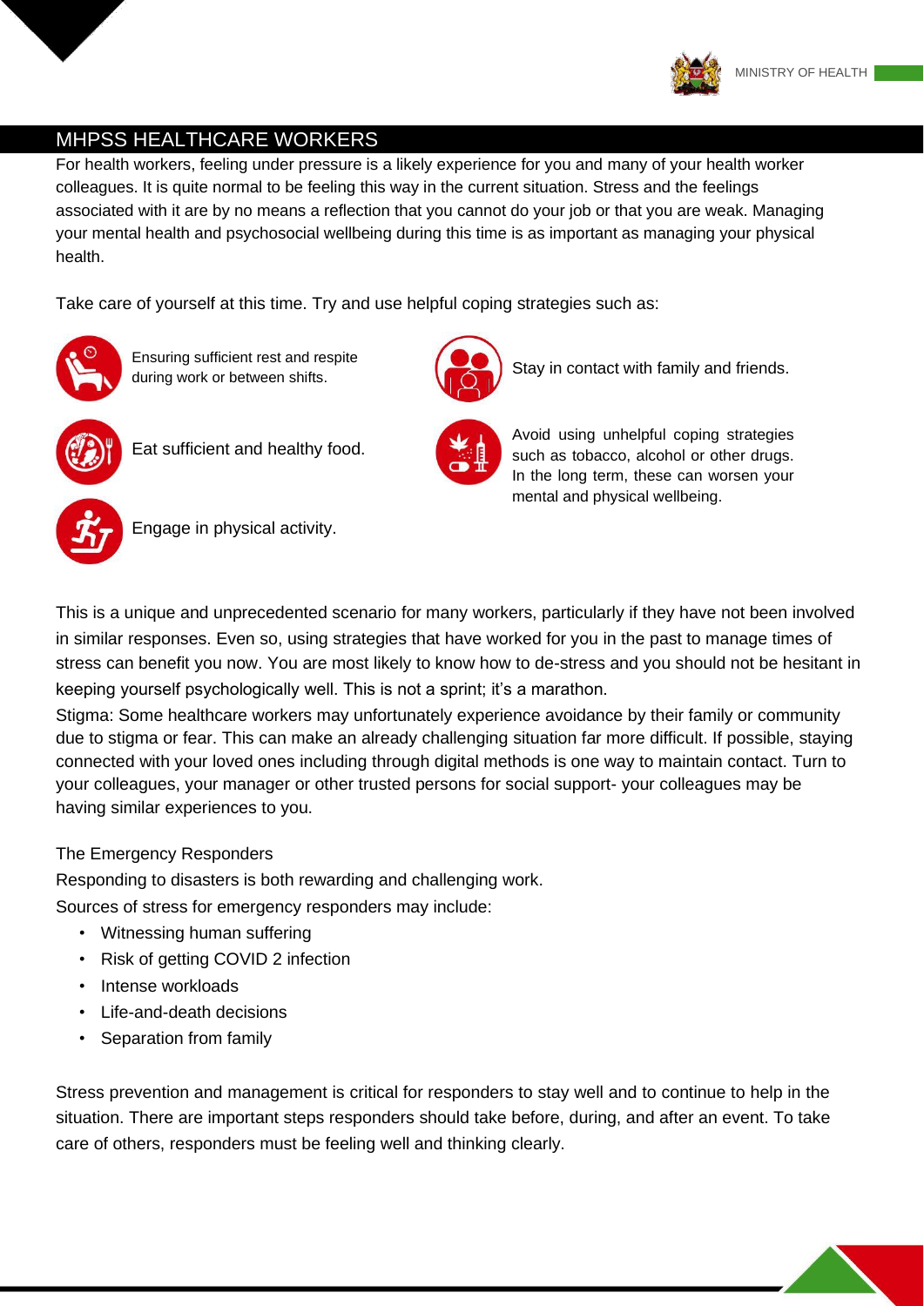## MHPSS HEALTHCARE WORKERS

For health workers, feeling under pressure is a likely experience for you and many of your health worker colleagues. It is quite normal to be feeling this way in the current situation. Stress and the feelings associated with it are by no means a reflection that you cannot do your job or that you are weak. Managing your mental health and psychosocial wellbeing during this time is as important as managing your physical health.

Take care of yourself at this time. Try and use helpful coping strategies such as:

- Ensuring sufficient rest and respite during work or between shifts.
- Eat sufficient and healthy food.
- Engage in physical activity.
- Stay in contact with family and friends.
- Avoid using unhelpful coping strategies such as tobacco, alcohol or other drugs. In the long term, these can worsen your mental and physical wellbeing.

This is a unique and unprecedented scenario for many workers, particularly if they have not been involved in similar responses. Even so, using strategies that have worked for you in the past to manage times of stress can benefit you now. You are most likely to know how to de-stress and you should not be hesitant in keeping yourself psychologically well. This is not a sprint; it's a marathon.

Stigma: Some healthcare workers may unfortunately experience avoidance by their family or community due to stigma or fear. This can make an already challenging situation far more difficult. If possible, staying connected with your loved ones including through digital methods is one way to maintain contact. Turn to your colleagues, your manager or other trusted persons for social support- your colleagues may be having similar experiences to you.

The Emergency Responders

Responding to disasters is both rewarding and challenging work.

Sources of stress for emergency responders may include:

- Witnessing human suffering
- Risk of getting COVID 2 infection
- Intense workloads
- Life-and-death decisions
- Separation from family

Stress prevention and management is critical for responders to stay well and to continue to help in the situation. There are important steps responders should take before, during, and after an event. To take care of others, responders must be feeling well and thinking clearly.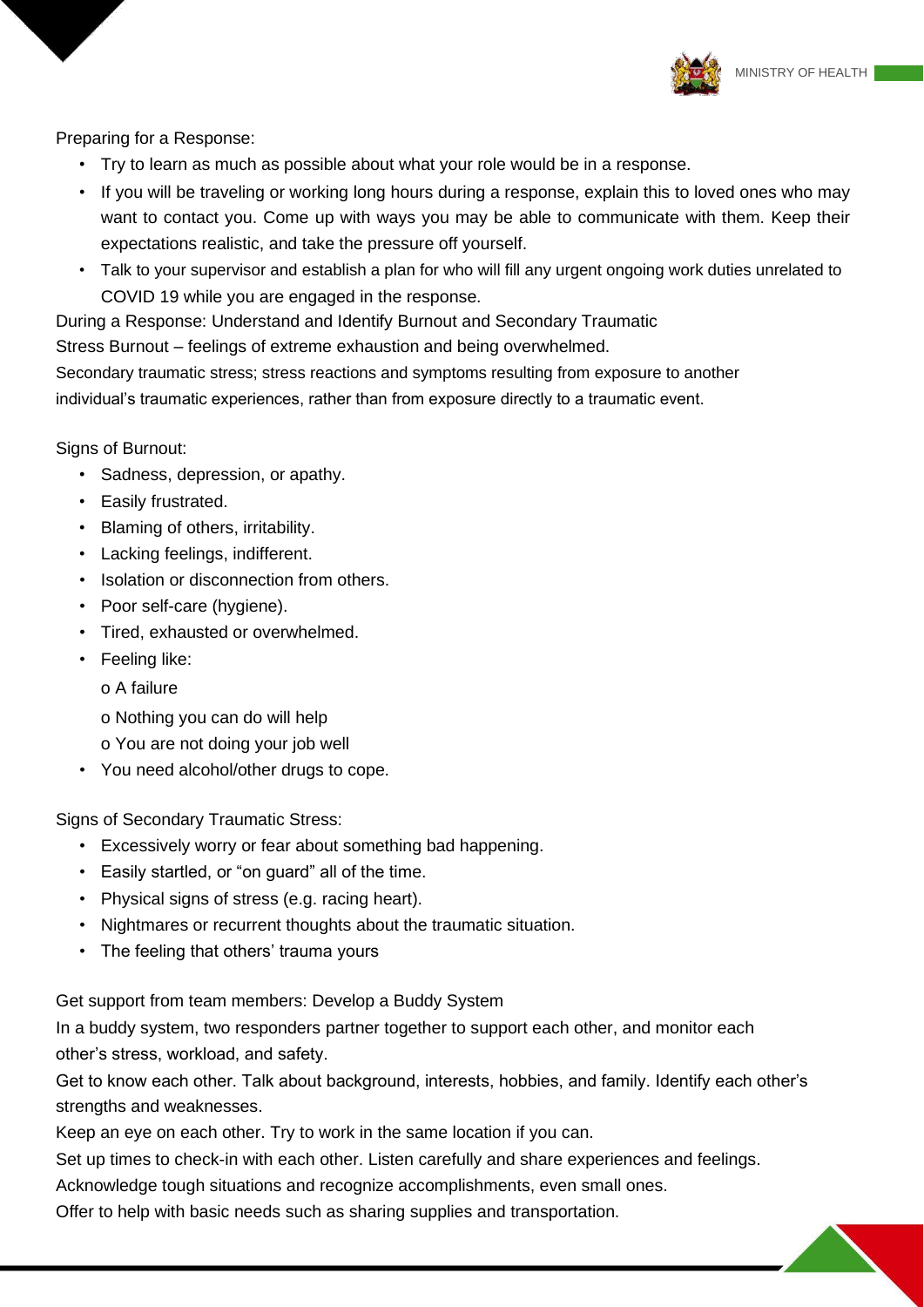Preparing for a Response:

- Try to learn as much as possible about what your role would be in a response.
- If you will be traveling or working long hours during a response, explain this to loved ones who may want to contact you. Come up with ways you may be able to communicate with them. Keep their expectations realistic, and take the pressure off yourself.
- Talk to your supervisor and establish a plan for who will fill any urgent ongoing work duties unrelated to COVID 19 while you are engaged in the response.

During a Response: Understand and Identify Burnout and Secondary Traumatic Stress Burnout – feelings of extreme exhaustion and being overwhelmed.

Secondary traumatic stress; stress reactions and symptoms resulting from exposure to another individual's traumatic experiences, rather than from exposure directly to a traumatic event.

Signs of Burnout:

- Sadness, depression, or apathy.
- Easily frustrated.
- Blaming of others, irritability.
- Lacking feelings, indifferent.
- Isolation or disconnection from others.
- Poor self-care (hygiene).
- Tired, exhausted or overwhelmed.
- Feeling like:
  - A failure
  - Nothing you can do will help
  - You are not doing your job well
- You need alcohol/other drugs to cope.

Signs of Secondary Traumatic Stress:

- Excessively worry or fear about something bad happening.
- Easily startled, or "on guard" all of the time.
- Physical signs of stress (e.g. racing heart).
- Nightmares or recurrent thoughts about the traumatic situation.
- The feeling that others' trauma yours

Get support from team members: Develop a Buddy System

In a buddy system, two responders partner together to support each other, and monitor each other's stress, workload, and safety.

Get to know each other. Talk about background, interests, hobbies, and family. Identify each other's strengths and weaknesses.

Keep an eye on each other. Try to work in the same location if you can.

Set up times to check-in with each other. Listen carefully and share experiences and feelings.

Acknowledge tough situations and recognize accomplishments, even small ones.

Offer to help with basic needs such as sharing supplies and transportation.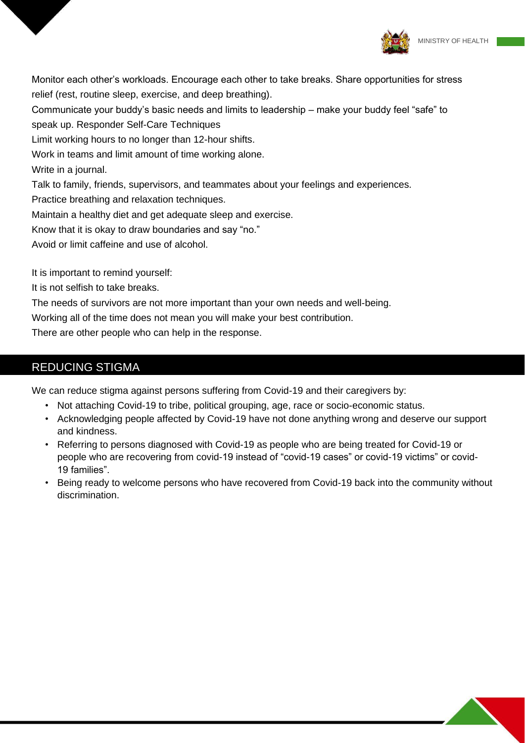Monitor each other's workloads. Encourage each other to take breaks. Share opportunities for stress relief (rest, routine sleep, exercise, and deep breathing).

Communicate your buddy's basic needs and limits to leadership – make your buddy feel "safe" to speak up. Responder Self-Care Techniques

Limit working hours to no longer than 12-hour shifts.

Work in teams and limit amount of time working alone.

Write in a journal.

Talk to family, friends, supervisors, and teammates about your feelings and experiences.

Practice breathing and relaxation techniques.

Maintain a healthy diet and get adequate sleep and exercise.

Know that it is okay to draw boundaries and say "no."

Avoid or limit caffeine and use of alcohol.

It is important to remind yourself:

It is not selfish to take breaks.

The needs of survivors are not more important than your own needs and well-being.

Working all of the time does not mean you will make your best contribution.

There are other people who can help in the response.

## REDUCING STIGMA

We can reduce stigma against persons suffering from Covid-19 and their caregivers by:

- Not attaching Covid-19 to tribe, political grouping, age, race or socio-economic status.
- Acknowledging people affected by Covid-19 have not done anything wrong and deserve our support and kindness.
- Referring to persons diagnosed with Covid-19 as people who are being treated for Covid-19 or people who are recovering from covid-19 instead of "covid-19 cases" or covid-19 victims" or covid-19 families".
- Being ready to welcome persons who have recovered from Covid-19 back into the community without discrimination.